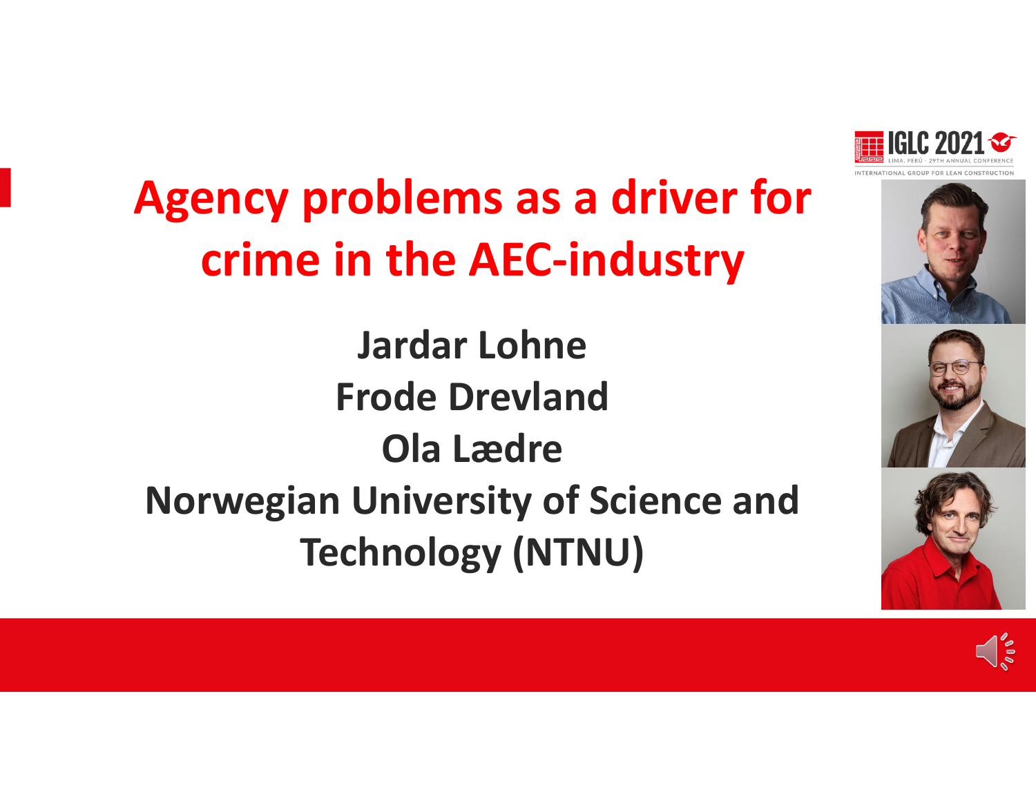# Agency problems as a driver for crime in the AEC-industry

**Jardar Lohne**

**Frode Drevland**

**Ola Lædre**

**Norwegian University of Science and Technology (NTNU)**

IGLC 2021

LIMA, PERÚ - 29TH ANNUAL CONFERENCE

INTERNATIONAL GROUP FOR LEAN CONSTRUCTION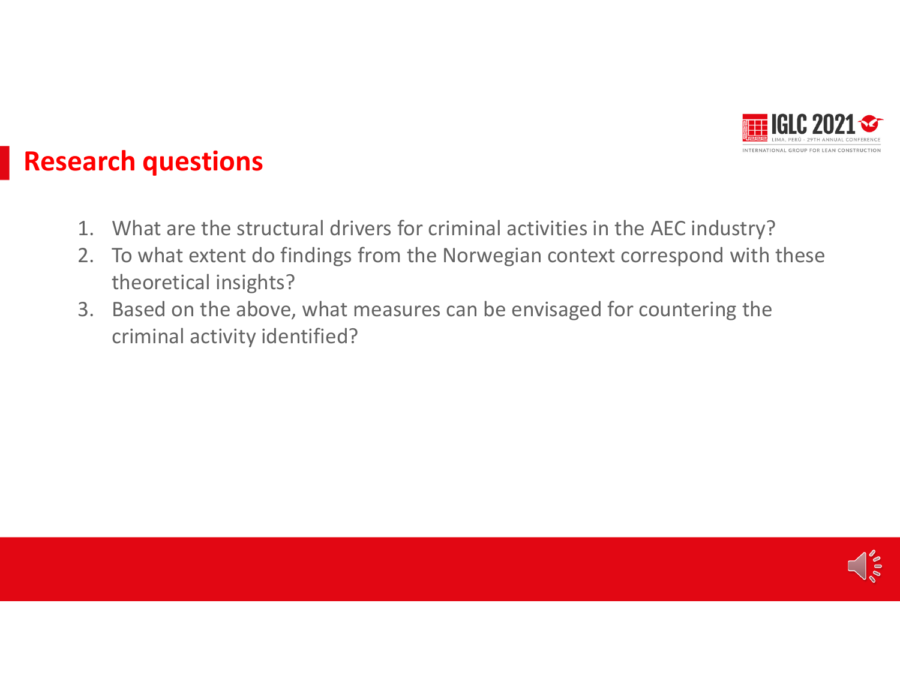## Research questions

1. What are the structural drivers for criminal activities in the AEC industry?
2. To what extent do findings from the Norwegian context correspond with these theoretical insights?
3. Based on the above, what measures can be envisaged for countering the criminal activity identified?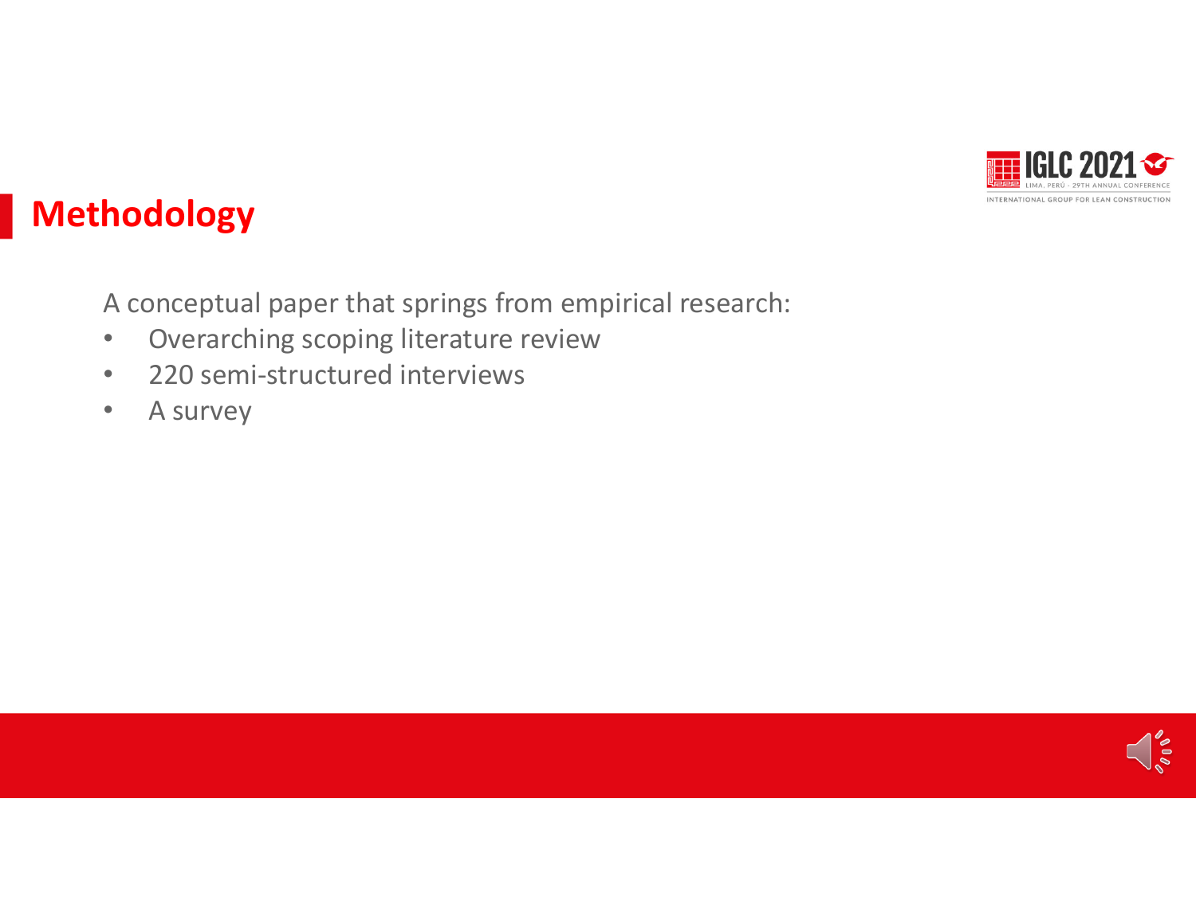## Methodology

A conceptual paper that springs from empirical research:

- Overarching scoping literature review
- 220 semi-structured interviews
- A survey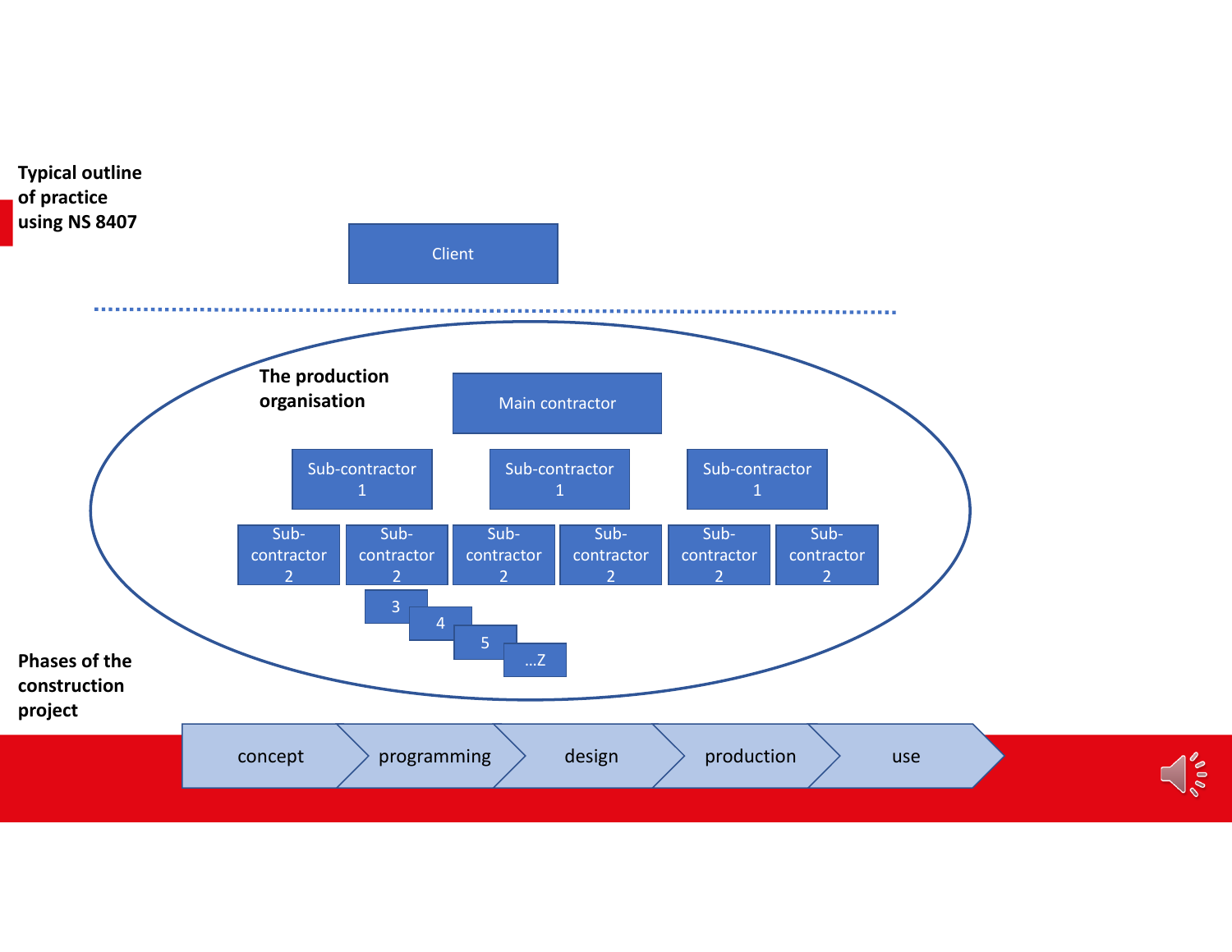## Typical outline of practice using NS 8407

Client

**The production organisation**

Main contractor

Sub-contractor 1 | Sub-contractor 1 | Sub-contractor 1

Sub-contractor 2 | Sub-contractor 2 | Sub-contractor 2 | Sub-contractor 2 | Sub-contractor 2 | Sub-contractor 2

3

4

5

...Z

**Phases of the construction project**

concept → programming → design → production → use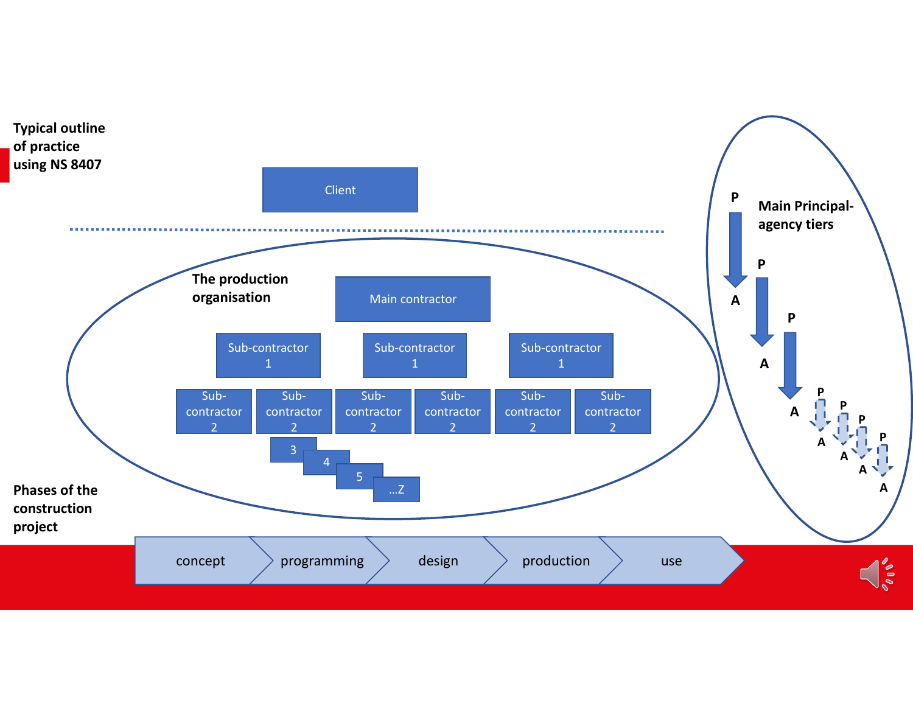**Typical outline of practice using NS 8407**

Client

**The production organisation**

Main contractor

Sub-contractor 1 | Sub-contractor 1 | Sub-contractor 1

Sub-contractor 2 | Sub-contractor 2 | Sub-contractor 2 | Sub-contractor 2 | Sub-contractor 2 | Sub-contractor 2

3

4

5

...Z

**Main Principal-agency tiers**

P → A
P → A
P → A
P → A
P → A
P → A
P → A

**Phases of the construction project**

concept → programming → design → production → use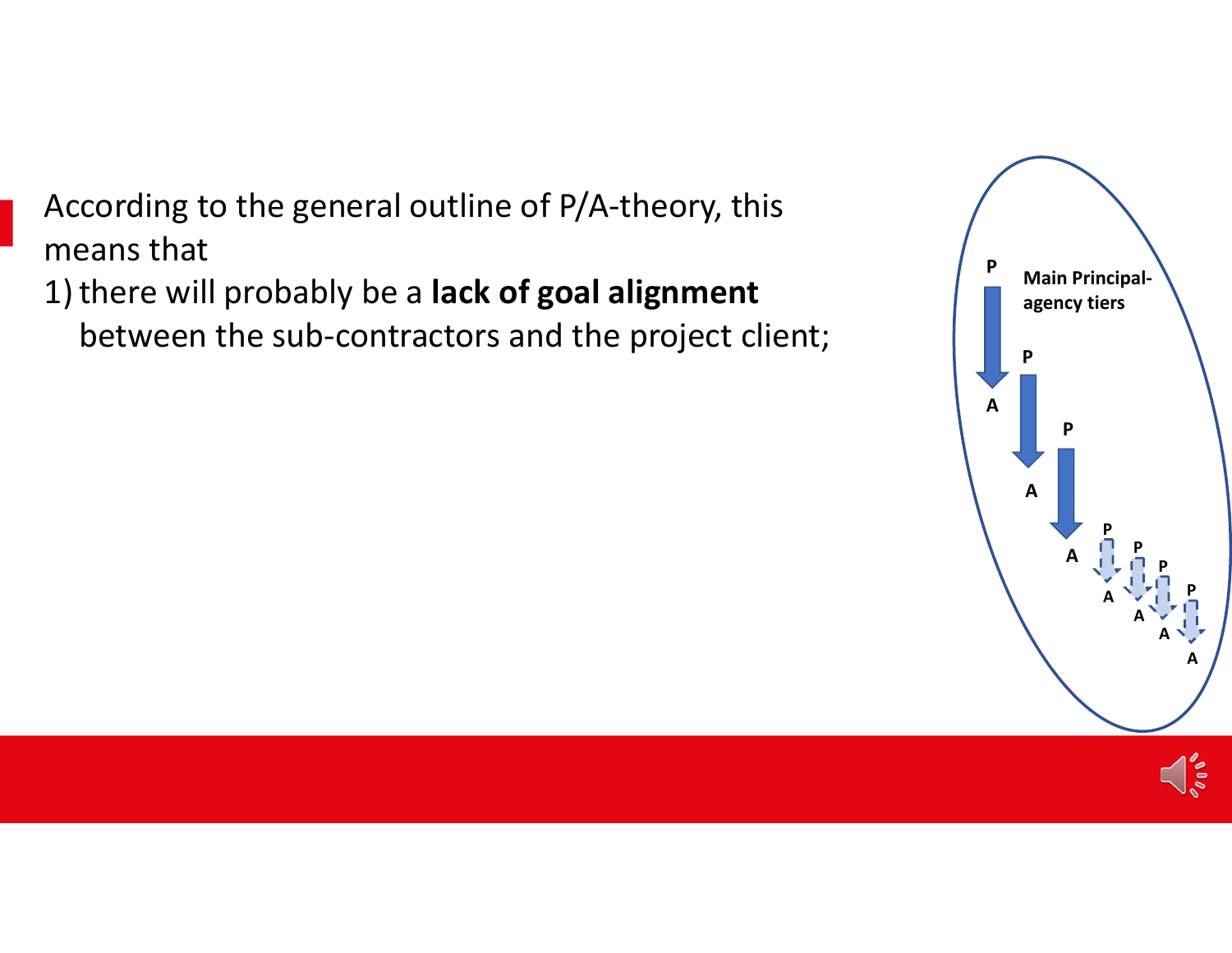According to the general outline of P/A-theory, this means that

1) there will probably be a **lack of goal alignment** between the sub-contractors and the project client;

Main Principal-agency tiers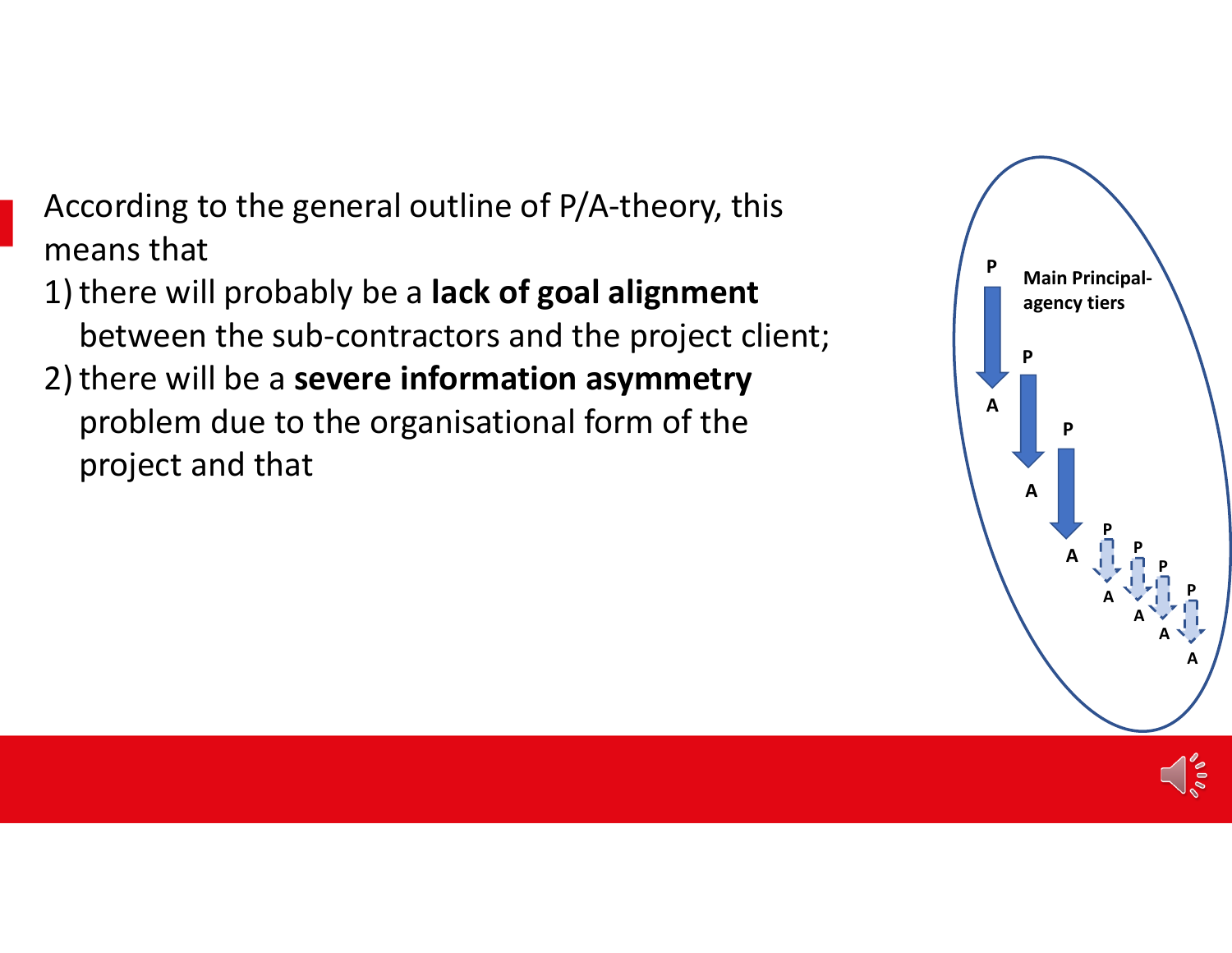According to the general outline of P/A-theory, this means that

1) there will probably be a **lack of goal alignment** between the sub-contractors and the project client;
2) there will be a **severe information asymmetry** problem due to the organisational form of the project and that

Main Principal-agency tiers

P → A
P → A
P → A
P → A
P → A
P → A
P → A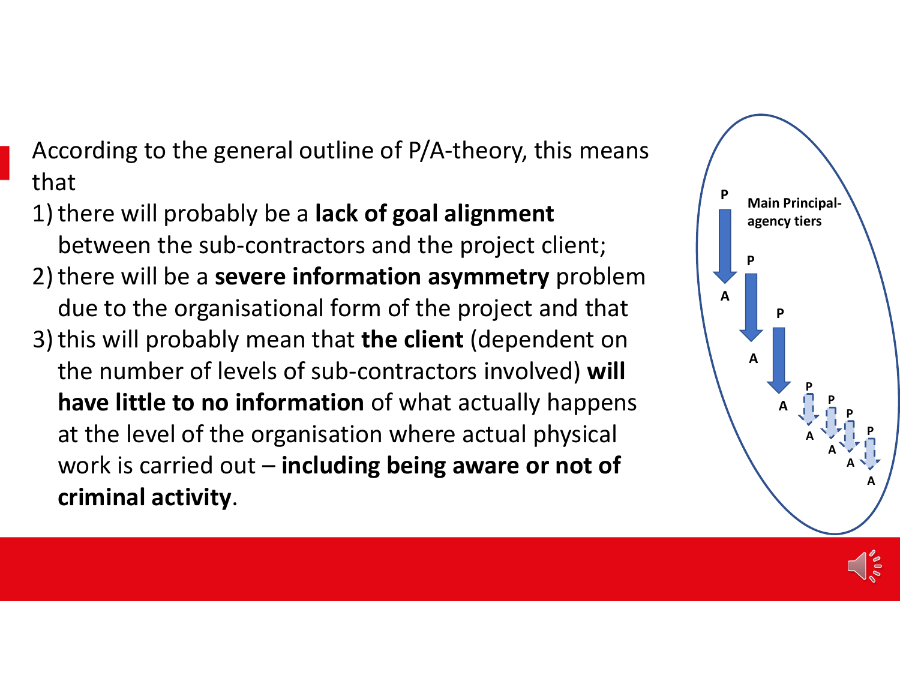According to the general outline of P/A-theory, this means that

1) there will probably be a **lack of goal alignment** between the sub-contractors and the project client;
2) there will be a **severe information asymmetry** problem due to the organisational form of the project and that
3) this will probably mean that **the client** (dependent on the number of levels of sub-contractors involved) **will have little to no information** of what actually happens at the level of the organisation where actual physical work is carried out – **including being aware or not of criminal activity**.

Main Principal-agency tiers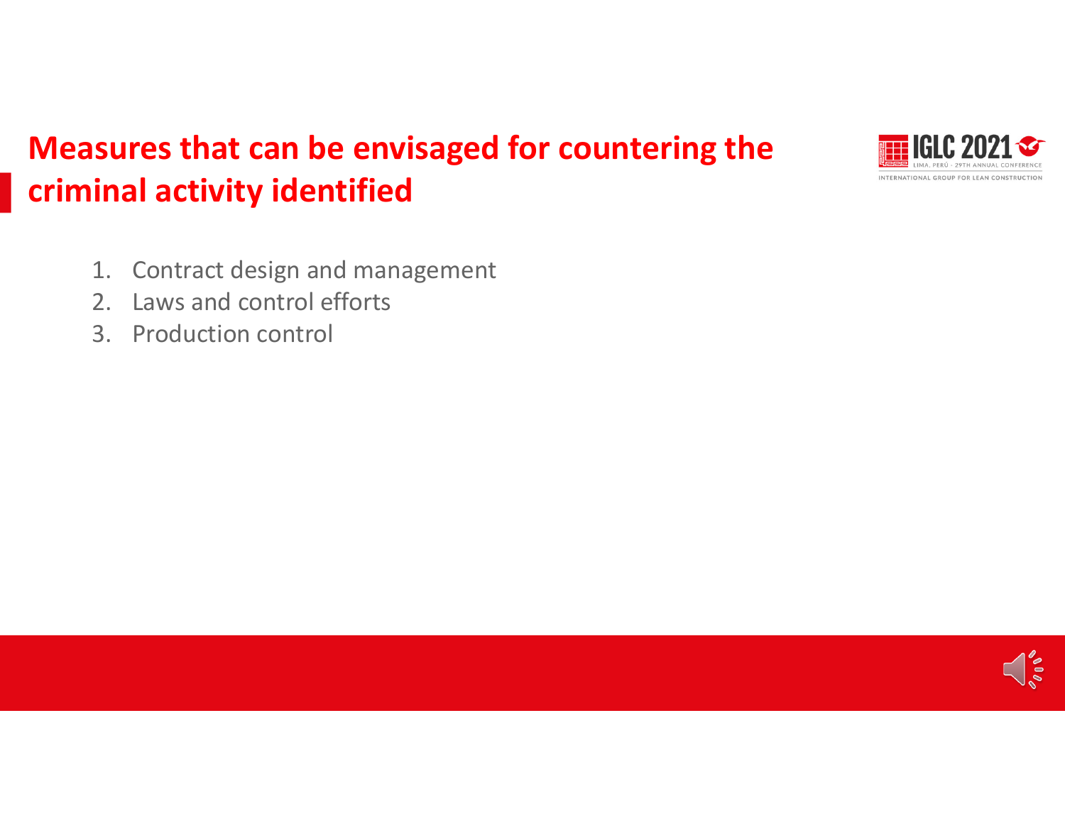# Measures that can be envisaged for countering the criminal activity identified

1. Contract design and management
2. Laws and control efforts
3. Production control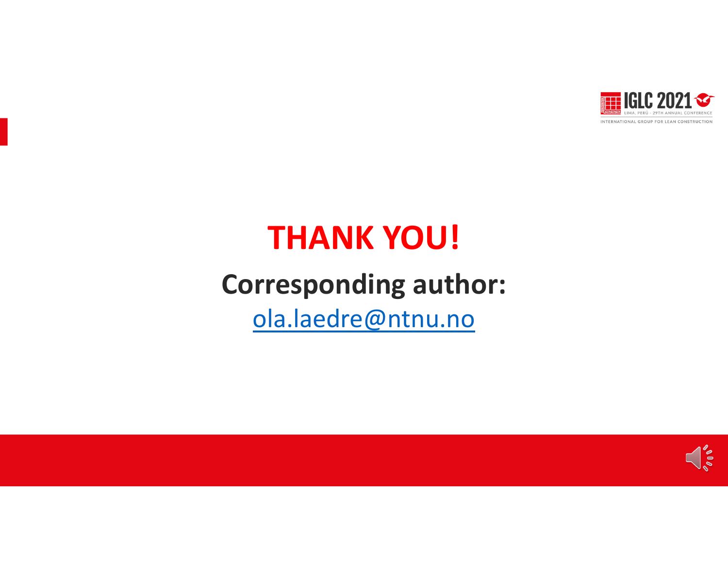# THANK YOU!

**Corresponding author:**

[ola.laedre@ntnu.no](mailto:ola.laedre@ntnu.no)